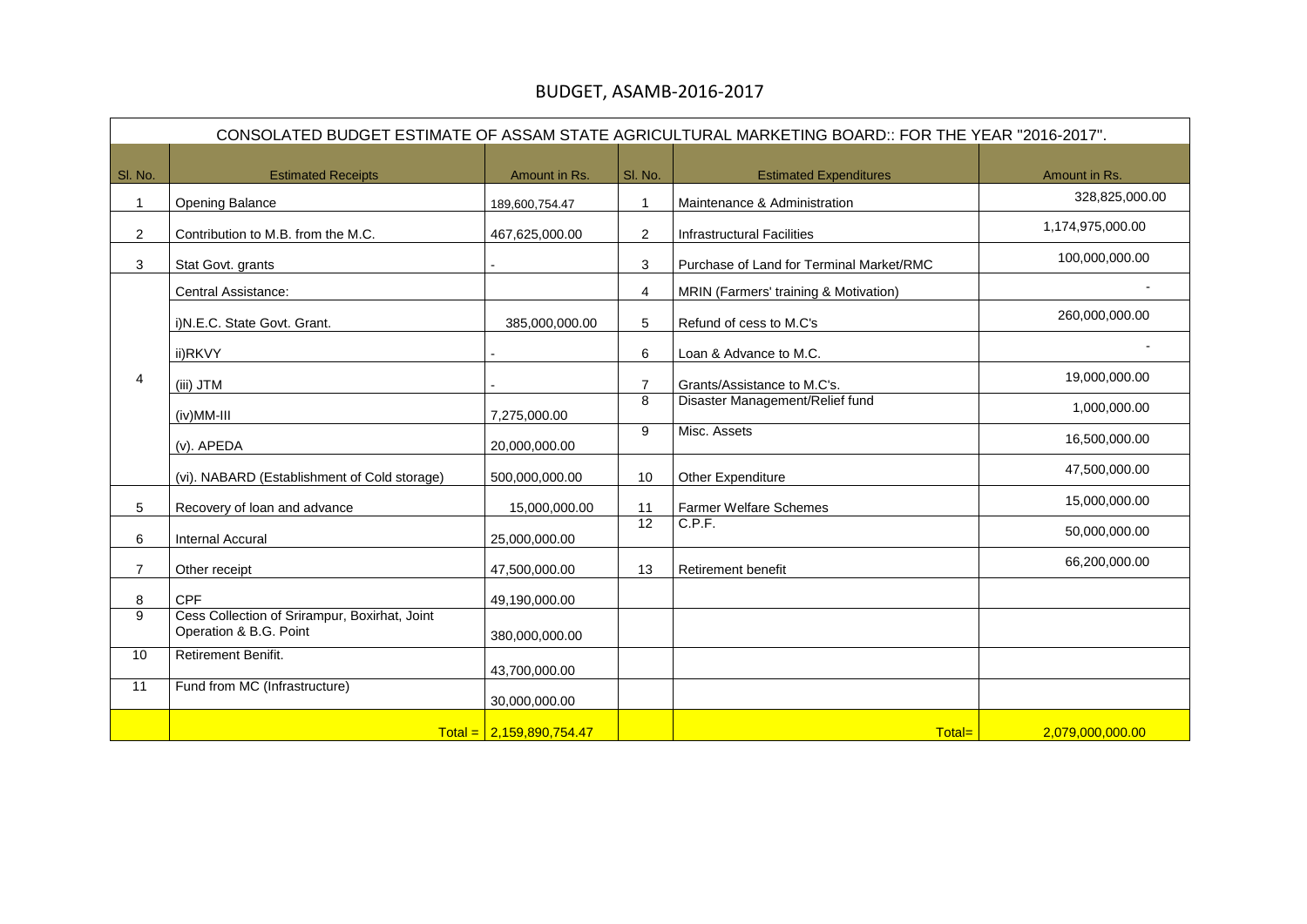# BUDGET, ASAMB-2016-2017

| CONSOLATED BUDGET ESTIMATE OF ASSAM STATE AGRICULTURAL MARKETING BOARD:: FOR THE YEAR "2016-2017". | | | | | |
|---|---|---|---|---|---|
| Sl. No. | Estimated Receipts | Amount in Rs. | Sl. No. | Estimated Expenditures | Amount in Rs. |
| 1 | Opening Balance | 189,600,754.47 | 1 | Maintenance & Administration | 328,825,000.00 |
| 2 | Contribution to M.B. from the M.C. | 467,625,000.00 | 2 | Infrastructural Facilities | 1,174,975,000.00 |
| 3 | Stat Govt. grants | - | 3 | Purchase of Land for Terminal Market/RMC | 100,000,000.00 |
| 4 | Central Assistance: | | 4 | MRIN (Farmers' training & Motivation) | - |
| | i)N.E.C. State Govt. Grant. | 385,000,000.00 | 5 | Refund of cess to M.C's | 260,000,000.00 |
| | ii)RKVY | - | 6 | Loan & Advance to M.C. | - |
| | (iii) JTM | - | 7 | Grants/Assistance to M.C's. | 19,000,000.00 |
| | (iv)MM-III | 7,275,000.00 | 8 | Disaster Management/Relief fund | 1,000,000.00 |
| | (v). APEDA | 20,000,000.00 | 9 | Misc. Assets | 16,500,000.00 |
| | (vi). NABARD (Establishment of Cold storage) | 500,000,000.00 | 10 | Other Expenditure | 47,500,000.00 |
| 5 | Recovery of loan and advance | 15,000,000.00 | 11 | Farmer Welfare Schemes | 15,000,000.00 |
| 6 | Internal Accural | 25,000,000.00 | 12 | C.P.F. | 50,000,000.00 |
| 7 | Other receipt | 47,500,000.00 | 13 | Retirement benefit | 66,200,000.00 |
| 8 | CPF | 49,190,000.00 | | | |
| 9 | Cess Collection of Srirampur, Boxirhat, Joint Operation & B.G. Point | 380,000,000.00 | | | |
| 10 | Retirement Benifit. | 43,700,000.00 | | | |
| 11 | Fund from MC (Infrastructure) | 30,000,000.00 | | | |
| | Total = | 2,159,890,754.47 | | Total= | 2,079,000,000.00 |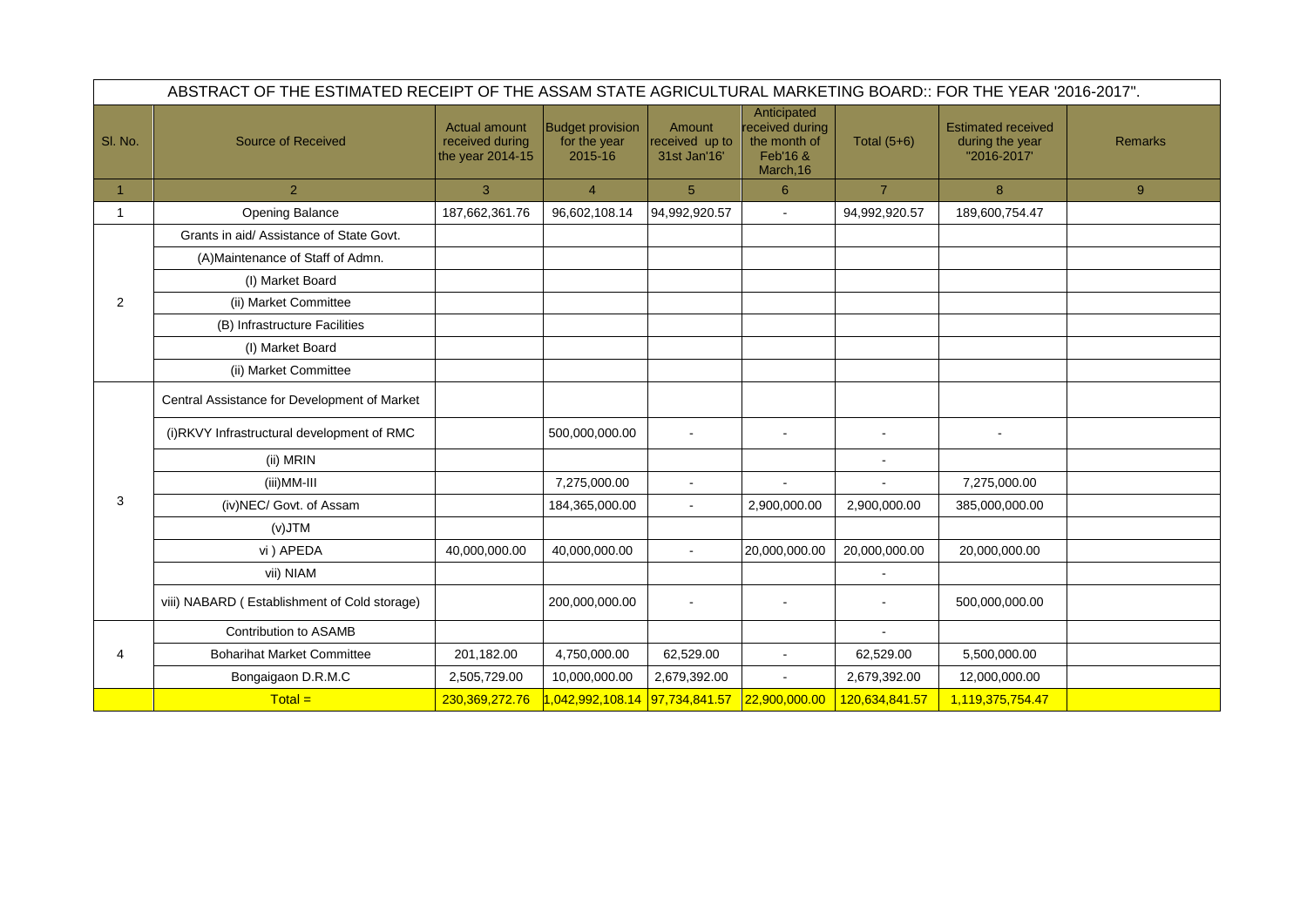| ABSTRACT OF THE ESTIMATED RECEIPT OF THE ASSAM STATE AGRICULTURAL MARKETING BOARD:: FOR THE YEAR '2016-2017". | | | | | | | | |
|---|---|---|---|---|---|---|---|---|
| Sl. No. | Source of Received | Actual amount received during the year 2014-15 | Budget provision for the year 2015-16 | Amount received up to 31st Jan'16' | Anticipated received during the month of Feb'16 & March,16 | Total (5+6) | Estimated received during the year "2016-2017' | Remarks |
| 1 | 2 | 3 | 4 | 5 | 6 | 7 | 8 | 9 |
| 1 | Opening Balance | 187,662,361.76 | 96,602,108.14 | 94,992,920.57 | - | 94,992,920.57 | 189,600,754.47 | |
| 2 | Grants in aid/ Assistance of State Govt. | | | | | | | |
| | (A)Maintenance of Staff of Admn. | | | | | | | |
| | (I) Market Board | | | | | | | |
| | (ii) Market Committee | | | | | | | |
| | (B) Infrastructure Facilities | | | | | | | |
| | (I) Market Board | | | | | | | |
| | (ii) Market Committee | | | | | | | |
| 3 | Central Assistance for Development of Market | | | | | | | |
| | (i)RKVY Infrastructural development of RMC | | 500,000,000.00 | - | - | - | - | |
| | (ii) MRIN | | | | | - | | |
| | (iii)MM-III | | 7,275,000.00 | - | - | - | 7,275,000.00 | |
| | (iv)NEC/ Govt. of Assam | | 184,365,000.00 | - | 2,900,000.00 | 2,900,000.00 | 385,000,000.00 | |
| | (v)JTM | | | | | | | |
| | vi ) APEDA | 40,000,000.00 | 40,000,000.00 | - | 20,000,000.00 | 20,000,000.00 | 20,000,000.00 | |
| | vii) NIAM | | | | | - | | |
| | viii) NABARD ( Establishment of Cold storage) | | 200,000,000.00 | - | - | - | 500,000,000.00 | |
| 4 | Contribution to ASAMB | | | | | - | | |
| | Boharihat Market Committee | 201,182.00 | 4,750,000.00 | 62,529.00 | - | 62,529.00 | 5,500,000.00 | |
| | Bongaigaon D.R.M.C | 2,505,729.00 | 10,000,000.00 | 2,679,392.00 | - | 2,679,392.00 | 12,000,000.00 | |
| | Total = | 230,369,272.76 | 1,042,992,108.14 | 97,734,841.57 | 22,900,000.00 | 120,634,841.57 | 1,119,375,754.47 | |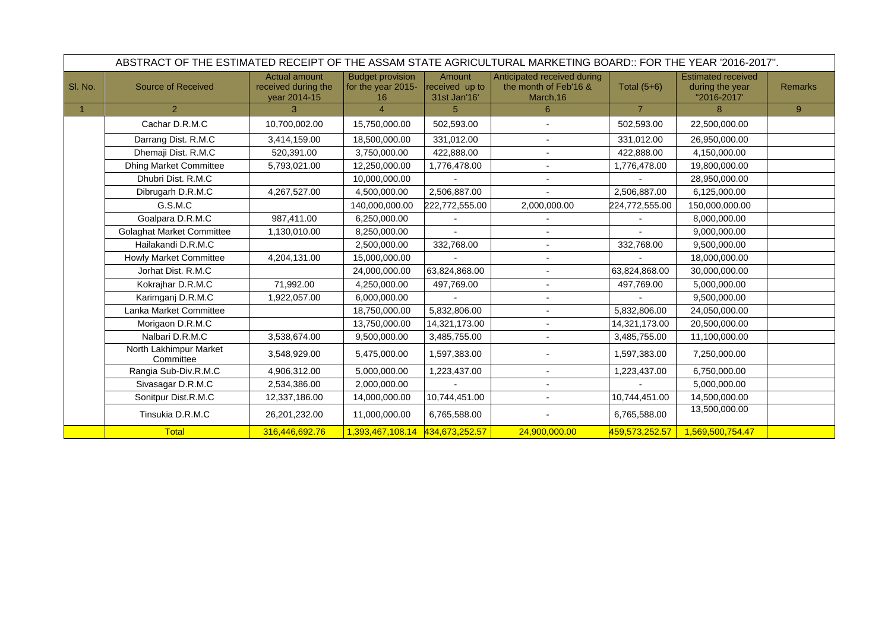| ABSTRACT OF THE ESTIMATED RECEIPT OF THE ASSAM STATE AGRICULTURAL MARKETING BOARD:: FOR THE YEAR '2016-2017". | | | | | | | | |
|---|---|---|---|---|---|---|---|---|
| Sl. No. | Source of Received | Actual amount received during the year 2014-15 | Budget provision for the year 2015-16 | Amount received up to 31st Jan'16' | Anticipated received during the month of Feb'16 & March,16 | Total (5+6) | Estimated received during the year "2016-2017' | Remarks |
| 1 | 2 | 3 | 4 | 5 | 6 | 7 | 8 | 9 |
| | Cachar D.R.M.C | 10,700,002.00 | 15,750,000.00 | 502,593.00 | - | 502,593.00 | 22,500,000.00 | |
| | Darrang Dist. R.M.C | 3,414,159.00 | 18,500,000.00 | 331,012.00 | - | 331,012.00 | 26,950,000.00 | |
| | Dhemaji Dist. R.M.C | 520,391.00 | 3,750,000.00 | 422,888.00 | - | 422,888.00 | 4,150,000.00 | |
| | Dhing Market Committee | 5,793,021.00 | 12,250,000.00 | 1,776,478.00 | - | 1,776,478.00 | 19,800,000.00 | |
| | Dhubri Dist. R.M.C | | 10,000,000.00 | - | - | - | 28,950,000.00 | |
| | Dibrugarh D.R.M.C | 4,267,527.00 | 4,500,000.00 | 2,506,887.00 | - | 2,506,887.00 | 6,125,000.00 | |
| | G.S.M.C | | 140,000,000.00 | 222,772,555.00 | 2,000,000.00 | 224,772,555.00 | 150,000,000.00 | |
| | Goalpara D.R.M.C | 987,411.00 | 6,250,000.00 | - | - | - | 8,000,000.00 | |
| | Golaghat Market Committee | 1,130,010.00 | 8,250,000.00 | - | - | - | 9,000,000.00 | |
| | Hailakandi D.R.M.C | | 2,500,000.00 | 332,768.00 | - | 332,768.00 | 9,500,000.00 | |
| | Howly Market Committee | 4,204,131.00 | 15,000,000.00 | - | - | - | 18,000,000.00 | |
| | Jorhat Dist. R.M.C | | 24,000,000.00 | 63,824,868.00 | - | 63,824,868.00 | 30,000,000.00 | |
| | Kokrajhar D.R.M.C | 71,992.00 | 4,250,000.00 | 497,769.00 | - | 497,769.00 | 5,000,000.00 | |
| | Karimganj D.R.M.C | 1,922,057.00 | 6,000,000.00 | - | - | - | 9,500,000.00 | |
| | Lanka Market Committee | | 18,750,000.00 | 5,832,806.00 | - | 5,832,806.00 | 24,050,000.00 | |
| | Morigaon D.R.M.C | | 13,750,000.00 | 14,321,173.00 | - | 14,321,173.00 | 20,500,000.00 | |
| | Nalbari D.R.M.C | 3,538,674.00 | 9,500,000.00 | 3,485,755.00 | - | 3,485,755.00 | 11,100,000.00 | |
| | North Lakhimpur Market Committee | 3,548,929.00 | 5,475,000.00 | 1,597,383.00 | - | 1,597,383.00 | 7,250,000.00 | |
| | Rangia Sub-Div.R.M.C | 4,906,312.00 | 5,000,000.00 | 1,223,437.00 | - | 1,223,437.00 | 6,750,000.00 | |
| | Sivasagar D.R.M.C | 2,534,386.00 | 2,000,000.00 | - | - | - | 5,000,000.00 | |
| | Sonitpur Dist.R.M.C | 12,337,186.00 | 14,000,000.00 | 10,744,451.00 | - | 10,744,451.00 | 14,500,000.00 | |
| | Tinsukia D.R.M.C | 26,201,232.00 | 11,000,000.00 | 6,765,588.00 | - | 6,765,588.00 | 13,500,000.00 | |
| | Total | 316,446,692.76 | 1,393,467,108.14 | 434,673,252.57 | 24,900,000.00 | 459,573,252.57 | 1,569,500,754.47 | |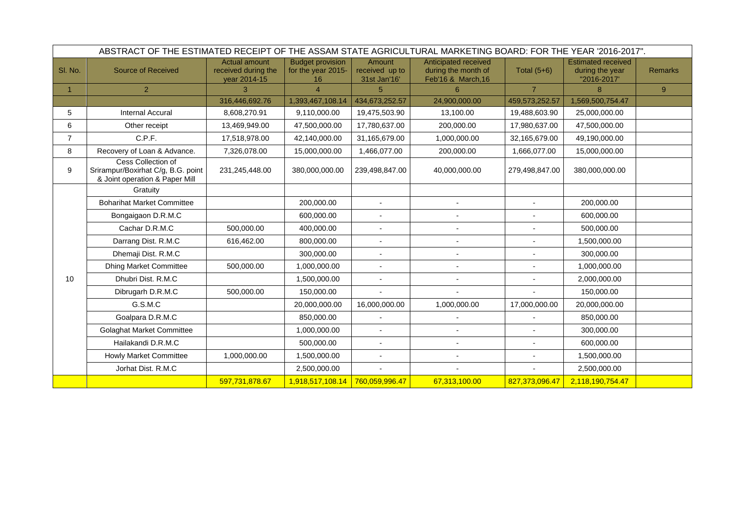| ABSTRACT OF THE ESTIMATED RECEIPT OF THE ASSAM STATE AGRICULTURAL MARKETING BOARD: FOR THE YEAR '2016-2017". | | | | | | | | |
|---|---|---|---|---|---|---|---|---|
| Sl. No. | Source of Received | Actual amount received during the year 2014-15 | Budget provision for the year 2015-16 | Amount received up to 31st Jan'16' | Anticipated received during the month of Feb'16 & March,16 | Total (5+6) | Estimated received during the year "2016-2017' | Remarks |
| 1 | 2 | 3 | 4 | 5 | 6 | 7 | 8 | 9 |
| | | 316,446,692.76 | 1,393,467,108.14 | 434,673,252.57 | 24,900,000.00 | 459,573,252.57 | 1,569,500,754.47 | |
| 5 | Internal Accural | 8,608,270.91 | 9,110,000.00 | 19,475,503.90 | 13,100.00 | 19,488,603.90 | 25,000,000.00 | |
| 6 | Other receipt | 13,469,949.00 | 47,500,000.00 | 17,780,637.00 | 200,000.00 | 17,980,637.00 | 47,500,000.00 | |
| 7 | C.P.F. | 17,518,978.00 | 42,140,000.00 | 31,165,679.00 | 1,000,000.00 | 32,165,679.00 | 49,190,000.00 | |
| 8 | Recovery of Loan & Advance. | 7,326,078.00 | 15,000,000.00 | 1,466,077.00 | 200,000.00 | 1,666,077.00 | 15,000,000.00 | |
| 9 | Cess Collection of Srirampur/Boxirhat C/g, B.G. point & Joint operation & Paper Mill | 231,245,448.00 | 380,000,000.00 | 239,498,847.00 | 40,000,000.00 | 279,498,847.00 | 380,000,000.00 | |
| 10 | Gratuity | | | | | | | |
| | Boharihat Market Committee | | 200,000.00 | - | - | - | 200,000.00 | |
| | Bongaigaon D.R.M.C | | 600,000.00 | - | - | - | 600,000.00 | |
| | Cachar D.R.M.C | 500,000.00 | 400,000.00 | - | - | - | 500,000.00 | |
| | Darrang Dist. R.M.C | 616,462.00 | 800,000.00 | - | - | - | 1,500,000.00 | |
| | Dhemaji Dist. R.M.C | | 300,000.00 | - | - | - | 300,000.00 | |
| | Dhing Market Committee | 500,000.00 | 1,000,000.00 | - | - | - | 1,000,000.00 | |
| | Dhubri Dist. R.M.C | | 1,500,000.00 | - | - | - | 2,000,000.00 | |
| | Dibrugarh D.R.M.C | 500,000.00 | 150,000.00 | - | - | - | 150,000.00 | |
| | G.S.M.C | | 20,000,000.00 | 16,000,000.00 | 1,000,000.00 | 17,000,000.00 | 20,000,000.00 | |
| | Goalpara D.R.M.C | | 850,000.00 | - | - | - | 850,000.00 | |
| | Golaghat Market Committee | | 1,000,000.00 | - | - | - | 300,000.00 | |
| | Hailakandi D.R.M.C | | 500,000.00 | - | - | - | 600,000.00 | |
| | Howly Market Committee | 1,000,000.00 | 1,500,000.00 | - | - | - | 1,500,000.00 | |
| | Jorhat Dist. R.M.C | | 2,500,000.00 | - | - | - | 2,500,000.00 | |
| | | 597,731,878.67 | 1,918,517,108.14 | 760,059,996.47 | 67,313,100.00 | 827,373,096.47 | 2,118,190,754.47 | |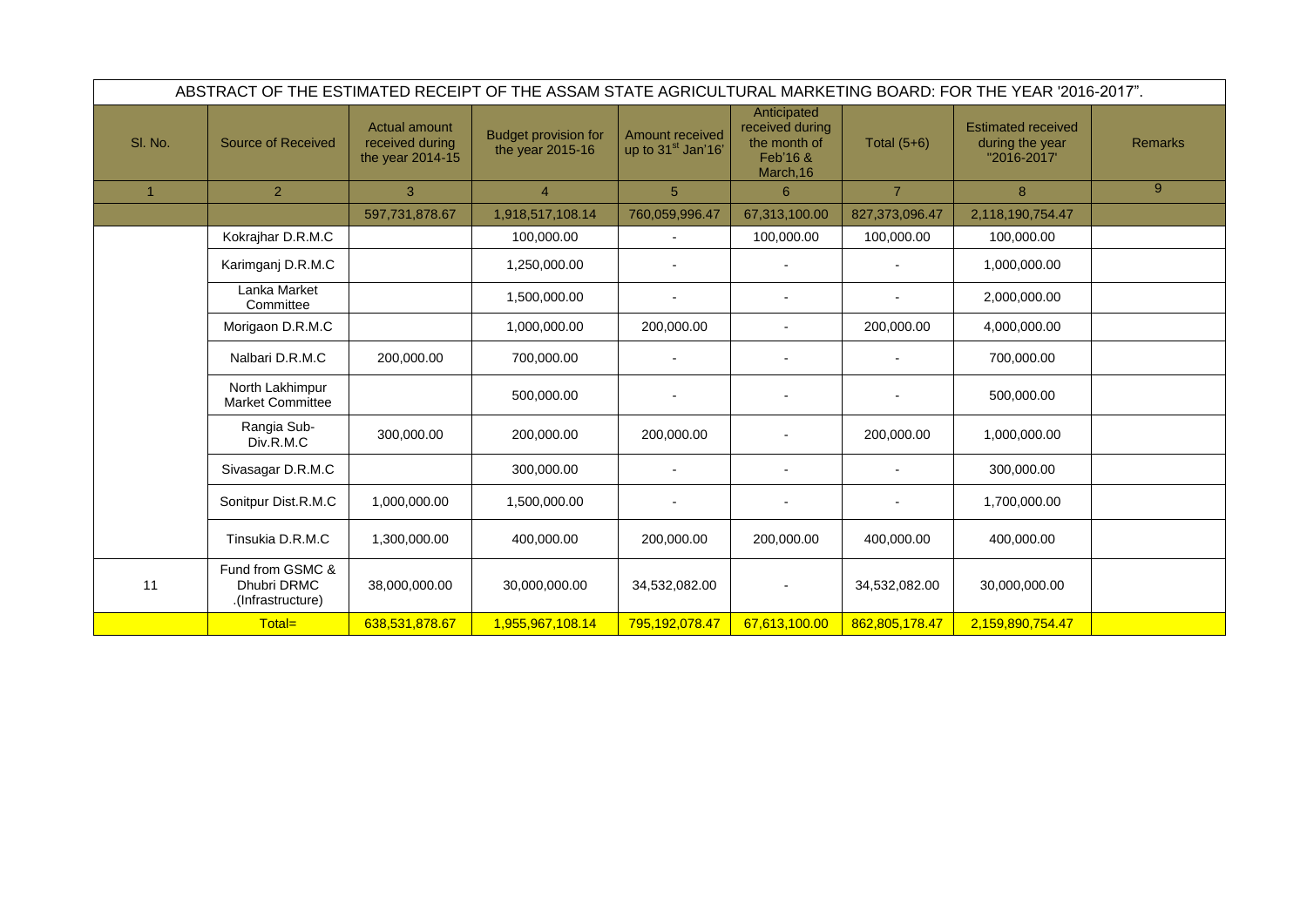| ABSTRACT OF THE ESTIMATED RECEIPT OF THE ASSAM STATE AGRICULTURAL MARKETING BOARD: FOR THE YEAR '2016-2017". | | | | | | | | |
|---|---|---|---|---|---|---|---|---|
| Sl. No. | Source of Received | Actual amount received during the year 2014-15 | Budget provision for the year 2015-16 | Amount received up to 31st Jan'16' | Anticipated received during the month of Feb'16 & March,16 | Total (5+6) | Estimated received during the year "2016-2017' | Remarks |
| 1 | 2 | 3 | 4 | 5 | 6 | 7 | 8 | 9 |
| | | 597,731,878.67 | 1,918,517,108.14 | 760,059,996.47 | 67,313,100.00 | 827,373,096.47 | 2,118,190,754.47 | |
| | Kokrajhar D.R.M.C | | 100,000.00 | - | 100,000.00 | 100,000.00 | 100,000.00 | |
| | Karimganj D.R.M.C | | 1,250,000.00 | - | - | - | 1,000,000.00 | |
| | Lanka Market Committee | | 1,500,000.00 | - | - | - | 2,000,000.00 | |
| | Morigaon D.R.M.C | | 1,000,000.00 | 200,000.00 | - | 200,000.00 | 4,000,000.00 | |
| | Nalbari D.R.M.C | 200,000.00 | 700,000.00 | - | - | - | 700,000.00 | |
| | North Lakhimpur Market Committee | | 500,000.00 | - | - | - | 500,000.00 | |
| | Rangia Sub-Div.R.M.C | 300,000.00 | 200,000.00 | 200,000.00 | - | 200,000.00 | 1,000,000.00 | |
| | Sivasagar D.R.M.C | | 300,000.00 | - | - | - | 300,000.00 | |
| | Sonitpur Dist.R.M.C | 1,000,000.00 | 1,500,000.00 | - | - | - | 1,700,000.00 | |
| | Tinsukia D.R.M.C | 1,300,000.00 | 400,000.00 | 200,000.00 | 200,000.00 | 400,000.00 | 400,000.00 | |
| 11 | Fund from GSMC & Dhubri DRMC .(Infrastructure) | 38,000,000.00 | 30,000,000.00 | 34,532,082.00 | - | 34,532,082.00 | 30,000,000.00 | |
| | Total= | 638,531,878.67 | 1,955,967,108.14 | 795,192,078.47 | 67,613,100.00 | 862,805,178.47 | 2,159,890,754.47 | |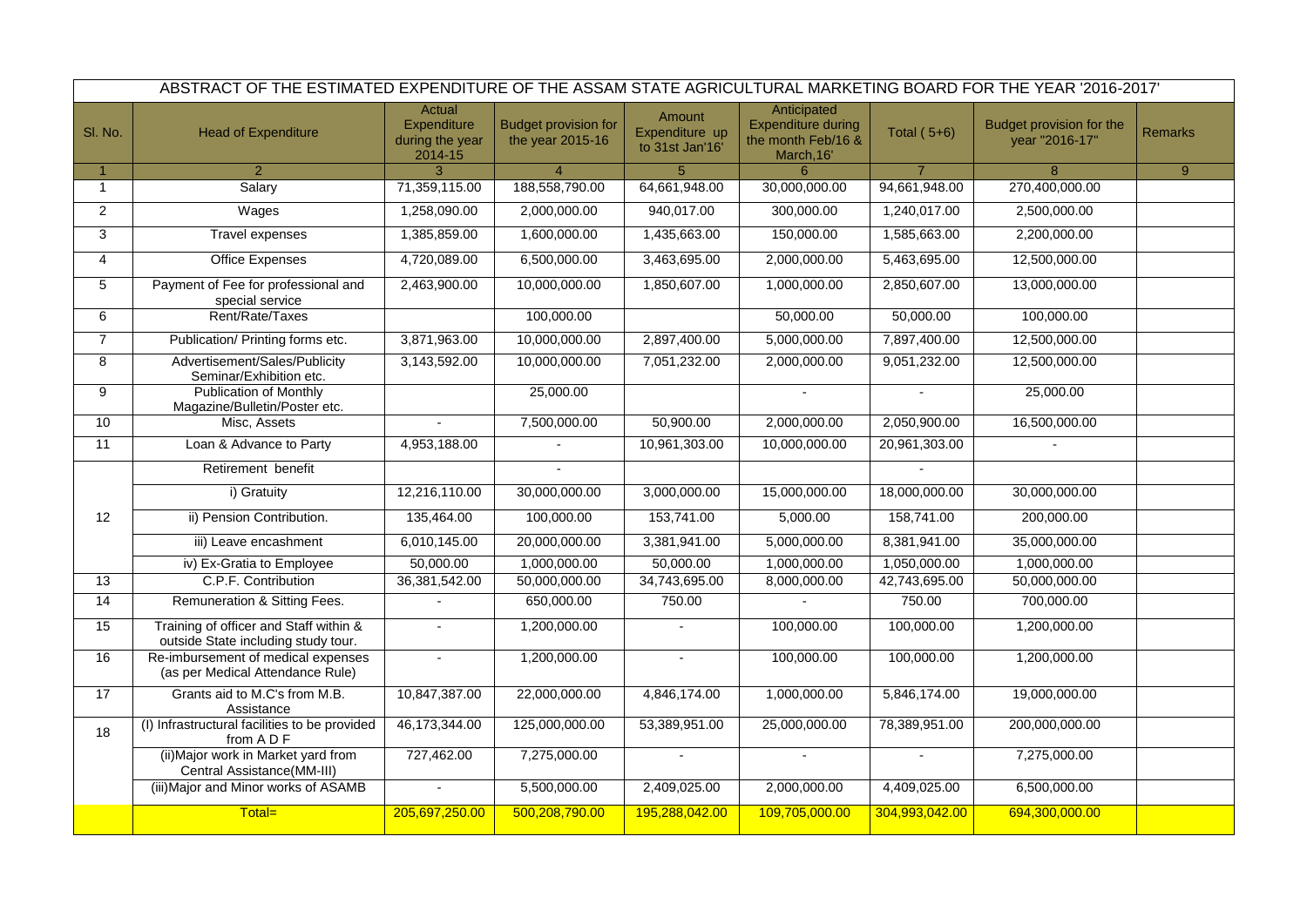| ABSTRACT OF THE ESTIMATED EXPENDITURE OF THE ASSAM STATE AGRICULTURAL MARKETING BOARD FOR THE YEAR '2016-2017' | | | | | | | | |
|---|---|---|---|---|---|---|---|---|
| Sl. No. | Head of Expenditure | Actual Expenditure during the year 2014-15 | Budget provision for the year 2015-16 | Amount Expenditure up to 31st Jan'16' | Anticipated Expenditure during the month Feb/16 & March,16' | Total ( 5+6) | Budget provision for the year "2016-17" | Remarks |
| 1 | 2 | 3 | 4 | 5 | 6 | 7 | 8 | 9 |
| 1 | Salary | 71,359,115.00 | 188,558,790.00 | 64,661,948.00 | 30,000,000.00 | 94,661,948.00 | 270,400,000.00 | |
| 2 | Wages | 1,258,090.00 | 2,000,000.00 | 940,017.00 | 300,000.00 | 1,240,017.00 | 2,500,000.00 | |
| 3 | Travel expenses | 1,385,859.00 | 1,600,000.00 | 1,435,663.00 | 150,000.00 | 1,585,663.00 | 2,200,000.00 | |
| 4 | Office Expenses | 4,720,089.00 | 6,500,000.00 | 3,463,695.00 | 2,000,000.00 | 5,463,695.00 | 12,500,000.00 | |
| 5 | Payment of Fee for professional and special service | 2,463,900.00 | 10,000,000.00 | 1,850,607.00 | 1,000,000.00 | 2,850,607.00 | 13,000,000.00 | |
| 6 | Rent/Rate/Taxes | | 100,000.00 | | 50,000.00 | 50,000.00 | 100,000.00 | |
| 7 | Publication/ Printing forms etc. | 3,871,963.00 | 10,000,000.00 | 2,897,400.00 | 5,000,000.00 | 7,897,400.00 | 12,500,000.00 | |
| 8 | Advertisement/Sales/Publicity Seminar/Exhibition etc. | 3,143,592.00 | 10,000,000.00 | 7,051,232.00 | 2,000,000.00 | 9,051,232.00 | 12,500,000.00 | |
| 9 | Publication of Monthly Magazine/Bulletin/Poster etc. | | 25,000.00 | | - | - | 25,000.00 | |
| 10 | Misc, Assets | - | 7,500,000.00 | 50,900.00 | 2,000,000.00 | 2,050,900.00 | 16,500,000.00 | |
| 11 | Loan & Advance to Party | 4,953,188.00 | - | 10,961,303.00 | 10,000,000.00 | 20,961,303.00 | - | |
| 12 | Retirement benefit | | - | | | - | | |
| | i) Gratuity | 12,216,110.00 | 30,000,000.00 | 3,000,000.00 | 15,000,000.00 | 18,000,000.00 | 30,000,000.00 | |
| | ii) Pension Contribution. | 135,464.00 | 100,000.00 | 153,741.00 | 5,000.00 | 158,741.00 | 200,000.00 | |
| | iii) Leave encashment | 6,010,145.00 | 20,000,000.00 | 3,381,941.00 | 5,000,000.00 | 8,381,941.00 | 35,000,000.00 | |
| | iv) Ex-Gratia to Employee | 50,000.00 | 1,000,000.00 | 50,000.00 | 1,000,000.00 | 1,050,000.00 | 1,000,000.00 | |
| 13 | C.P.F. Contribution | 36,381,542.00 | 50,000,000.00 | 34,743,695.00 | 8,000,000.00 | 42,743,695.00 | 50,000,000.00 | |
| 14 | Remuneration & Sitting Fees. | - | 650,000.00 | 750.00 | - | 750.00 | 700,000.00 | |
| 15 | Training of officer and Staff within & outside State including study tour. | - | 1,200,000.00 | - | 100,000.00 | 100,000.00 | 1,200,000.00 | |
| 16 | Re-imbursement of medical expenses (as per Medical Attendance Rule) | - | 1,200,000.00 | - | 100,000.00 | 100,000.00 | 1,200,000.00 | |
| 17 | Grants aid to M.C's from M.B. Assistance | 10,847,387.00 | 22,000,000.00 | 4,846,174.00 | 1,000,000.00 | 5,846,174.00 | 19,000,000.00 | |
| 18 | (I) Infrastructural facilities to be provided from A D F | 46,173,344.00 | 125,000,000.00 | 53,389,951.00 | 25,000,000.00 | 78,389,951.00 | 200,000,000.00 | |
| | (ii)Major work in Market yard from Central Assistance(MM-III) | 727,462.00 | 7,275,000.00 | - | - | - | 7,275,000.00 | |
| | (iii)Major and Minor works of ASAMB | - | 5,500,000.00 | 2,409,025.00 | 2,000,000.00 | 4,409,025.00 | 6,500,000.00 | |
| | Total= | 205,697,250.00 | 500,208,790.00 | 195,288,042.00 | 109,705,000.00 | 304,993,042.00 | 694,300,000.00 | |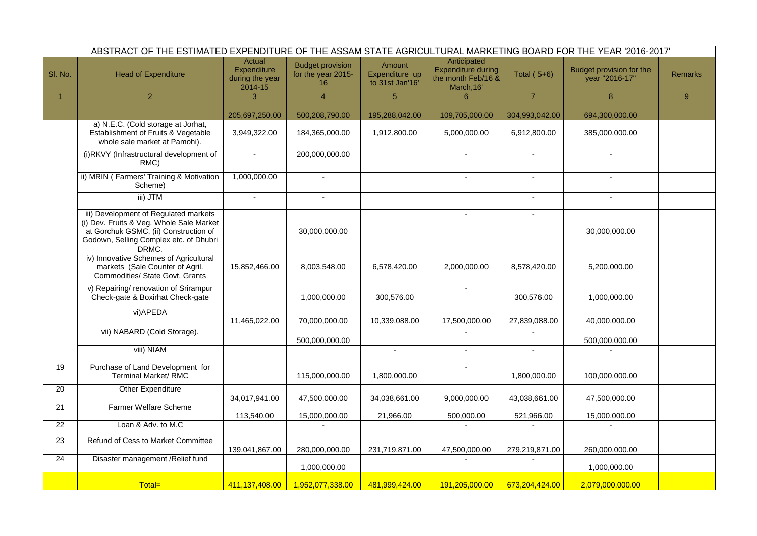| ABSTRACT OF THE ESTIMATED EXPENDITURE OF THE ASSAM STATE AGRICULTURAL MARKETING BOARD FOR THE YEAR '2016-2017' | | | | | | | | |
|---|---|---|---|---|---|---|---|---|
| Sl. No. | Head of Expenditure | Actual Expenditure during the year 2014-15 | Budget provision for the year 2015-16 | Amount Expenditure up to 31st Jan'16' | Anticipated Expenditure during the month Feb/16 & March,16' | Total ( 5+6) | Budget provision for the year "2016-17" | Remarks |
| 1 | 2 | 3 | 4 | 5 | 6 | 7 | 8 | 9 |
| | | 205,697,250.00 | 500,208,790.00 | 195,288,042.00 | 109,705,000.00 | 304,993,042.00 | 694,300,000.00 | |
| | a) N.E.C. (Cold storage at Jorhat, Establishment of Fruits & Vegetable whole sale market at Pamohi). | 3,949,322.00 | 184,365,000.00 | 1,912,800.00 | 5,000,000.00 | 6,912,800.00 | 385,000,000.00 | |
| | (i)RKVY (Infrastructural development of RMC) | - | 200,000,000.00 | | - | - | - | |
| | ii) MRIN ( Farmers' Training & Motivation Scheme) | 1,000,000.00 | - | | - | - | - | |
| | iii) JTM | - | - | | | - | - | |
| | iii) Development of Regulated markets (i) Dev. Fruits & Veg. Whole Sale Market at Gorchuk GSMC, (ii) Construction of Godown, Selling Complex etc. of Dhubri DRMC. | | 30,000,000.00 | | - | - | 30,000,000.00 | |
| | iv) Innovative Schemes of Agricultural markets (Sale Counter of Agril. Commodities/ State Govt. Grants | 15,852,466.00 | 8,003,548.00 | 6,578,420.00 | 2,000,000.00 | 8,578,420.00 | 5,200,000.00 | |
| | v) Repairing/ renovation of Srirampur Check-gate & Boxirhat Check-gate | | 1,000,000.00 | 300,576.00 | - | 300,576.00 | 1,000,000.00 | |
| | vi)APEDA | 11,465,022.00 | 70,000,000.00 | 10,339,088.00 | 17,500,000.00 | 27,839,088.00 | 40,000,000.00 | |
| | vii) NABARD (Cold Storage). | | 500,000,000.00 | | - | - | 500,000,000.00 | |
| | viii) NIAM | | | - | - | - | - | |
| 19 | Purchase of Land Development for Terminal Market/ RMC | | 115,000,000.00 | 1,800,000.00 | - | 1,800,000.00 | 100,000,000.00 | |
| 20 | Other Expenditure | 34,017,941.00 | 47,500,000.00 | 34,038,661.00 | 9,000,000.00 | 43,038,661.00 | 47,500,000.00 | |
| 21 | Farmer Welfare Scheme | 113,540.00 | 15,000,000.00 | 21,966.00 | 500,000.00 | 521,966.00 | 15,000,000.00 | |
| 22 | Loan & Adv. to M.C | | - | | - | - | - | |
| 23 | Refund of Cess to Market Committee | 139,041,867.00 | 280,000,000.00 | 231,719,871.00 | 47,500,000.00 | 279,219,871.00 | 260,000,000.00 | |
| 24 | Disaster management /Relief fund | | 1,000,000.00 | | - | - | 1,000,000.00 | |
| | Total= | 411,137,408.00 | 1,952,077,338.00 | 481,999,424.00 | 191,205,000.00 | 673,204,424.00 | 2,079,000,000.00 | |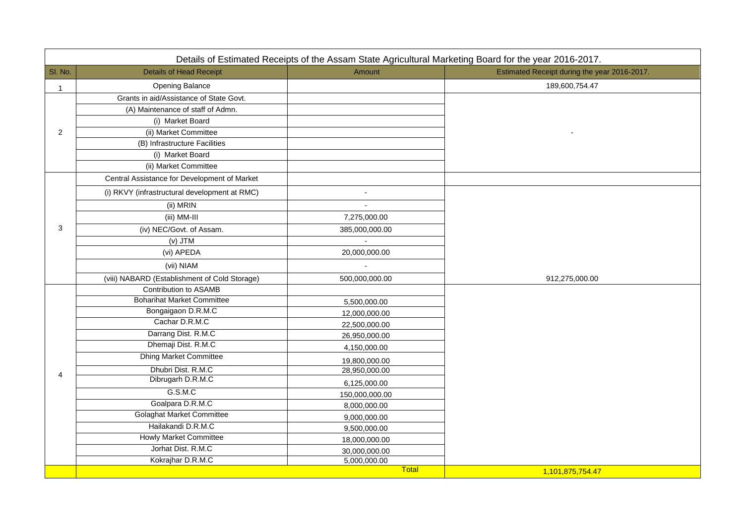| Sl. No. | Details of Head Receipt | Amount | Estimated Receipt during the year 2016-2017. |
|---|---|---|---|
| Details of Estimated Receipts of the Assam State Agricultural Marketing Board for the year 2016-2017. | | | |
| 1 | Opening Balance | | 189,600,754.47 |
| 2 | Grants in aid/Assistance of State Govt. | | - |
| | (A) Maintenance of staff of Admn. | | |
| | (i) Market Board | | |
| | (ii) Market Committee | | |
| | (B) Infrastructure Facilities | | |
| | (i) Market Board | | |
| | (ii) Market Committee | | |
| 3 | Central Assistance for Development of Market | | |
| | (i) RKVY (infrastructural development at RMC) | - | |
| | (ii) MRIN | - | |
| | (iii) MM-III | 7,275,000.00 | |
| | (iv) NEC/Govt. of Assam. | 385,000,000.00 | |
| | (v) JTM | - | |
| | (vi) APEDA | 20,000,000.00 | |
| | (vii) NIAM | - | |
| | (viii) NABARD (Establishment of Cold Storage) | 500,000,000.00 | 912,275,000.00 |
| 4 | Contribution to ASAMB | | |
| | Boharihat Market Committee | 5,500,000.00 | |
| | Bongaigaon D.R.M.C | 12,000,000.00 | |
| | Cachar D.R.M.C | 22,500,000.00 | |
| | Darrang Dist. R.M.C | 26,950,000.00 | |
| | Dhemaji Dist. R.M.C | 4,150,000.00 | |
| | Dhing Market Committee | 19,800,000.00 | |
| | Dhubri Dist. R.M.C | 28,950,000.00 | |
| | Dibrugarh D.R.M.C | 6,125,000.00 | |
| | G.S.M.C | 150,000,000.00 | |
| | Goalpara D.R.M.C | 8,000,000.00 | |
| | Golaghat Market Committee | 9,000,000.00 | |
| | Hailakandi D.R.M.C | 9,500,000.00 | |
| | Howly Market Committee | 18,000,000.00 | |
| | Jorhat Dist. R.M.C | 30,000,000.00 | |
| | Kokrajhar D.R.M.C | 5,000,000.00 | |
| | | Total | 1,101,875,754.47 |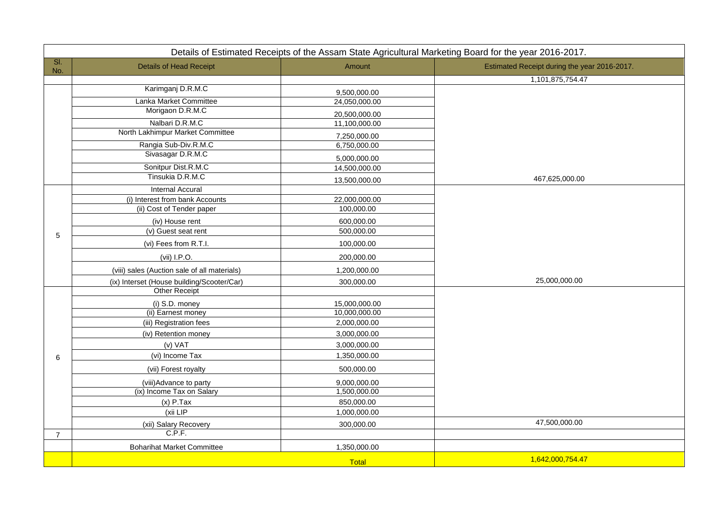| Details of Estimated Receipts of the Assam State Agricultural Marketing Board for the year 2016-2017. | | | |
|---|---|---|---|
| Sl. No. | Details of Head Receipt | Amount | Estimated Receipt during the year 2016-2017. |
| | | | 1,101,875,754.47 |
| | Karimganj D.R.M.C | 9,500,000.00 | |
| | Lanka Market Committee | 24,050,000.00 | |
| | Morigaon D.R.M.C | 20,500,000.00 | |
| | Nalbari D.R.M.C | 11,100,000.00 | |
| | North Lakhimpur Market Committee | 7,250,000.00 | |
| | Rangia Sub-Div.R.M.C | 6,750,000.00 | |
| | Sivasagar D.R.M.C | 5,000,000.00 | |
| | Sonitpur Dist.R.M.C | 14,500,000.00 | |
| | Tinsukia D.R.M.C | 13,500,000.00 | 467,625,000.00 |
| 5 | Internal Accural | | |
| | (i) Interest from bank Accounts | 22,000,000.00 | |
| | (ii) Cost of Tender paper | 100,000.00 | |
| | (iv) House rent | 600,000.00 | |
| | (v) Guest seat rent | 500,000.00 | |
| | (vi) Fees from R.T.I. | 100,000.00 | |
| | (vii) I.P.O. | 200,000.00 | |
| | (viii) sales (Auction sale of all materials) | 1,200,000.00 | |
| | (ix) Interset (House building/Scooter/Car) | 300,000.00 | 25,000,000.00 |
| 6 | Other Receipt | | |
| | (i) S.D. money | 15,000,000.00 | |
| | (ii) Earnest money | 10,000,000.00 | |
| | (iii) Registration fees | 2,000,000.00 | |
| | (iv) Retention money | 3,000,000.00 | |
| | (v) VAT | 3,000,000.00 | |
| | (vi) Income Tax | 1,350,000.00 | |
| | (vii) Forest royalty | 500,000.00 | |
| | (viii)Advance to party | 9,000,000.00 | |
| | (ix) Income Tax on Salary | 1,500,000.00 | |
| | (x) P.Tax | 850,000.00 | |
| | (xii LIP | 1,000,000.00 | |
| | (xii) Salary Recovery | 300,000.00 | 47,500,000.00 |
| 7 | C.P.F. | | |
| | Boharihat Market Committee | 1,350,000.00 | |
| | | Total | 1,642,000,754.47 |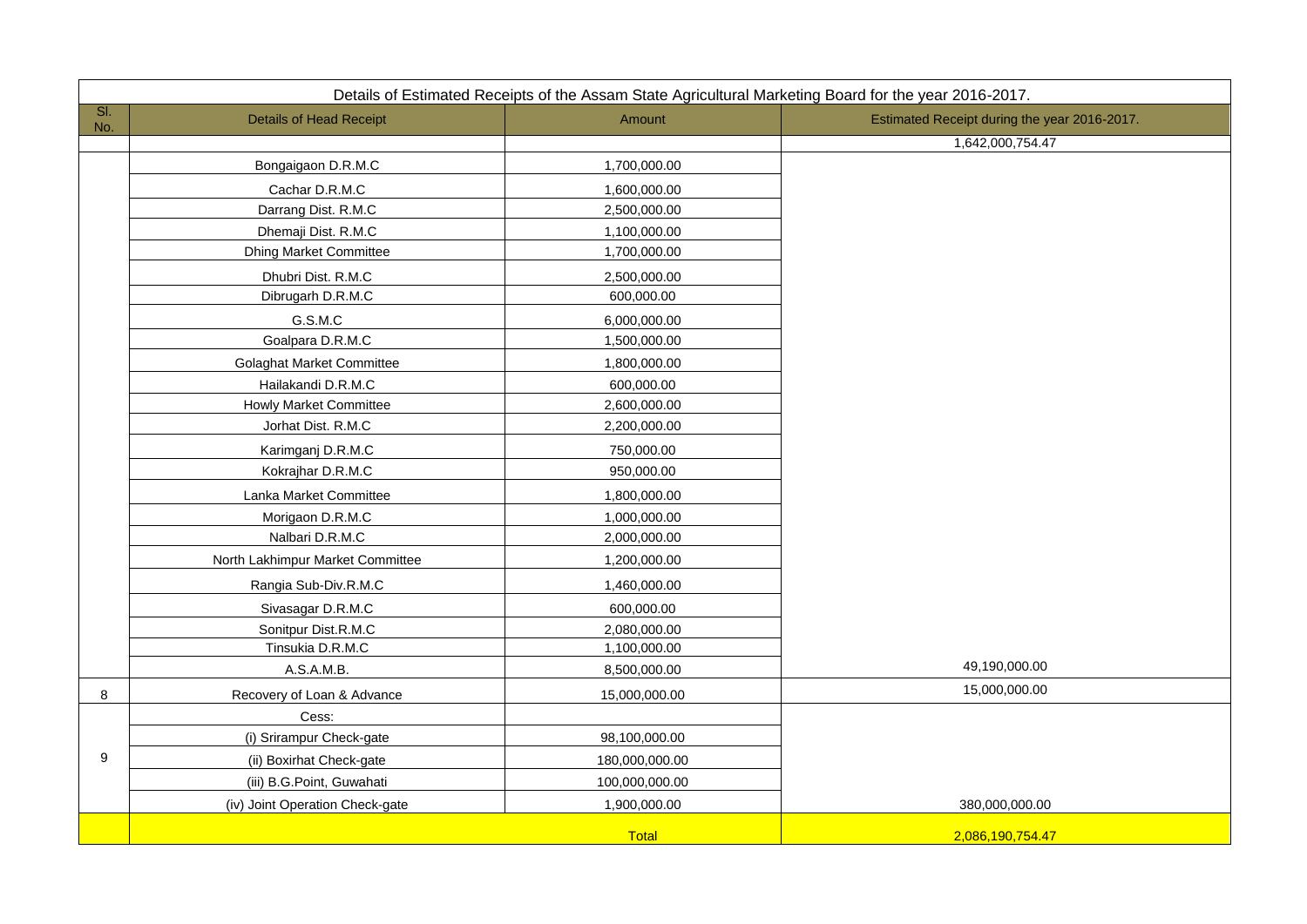| Details of Estimated Receipts of the Assam State Agricultural Marketing Board for the year 2016-2017. | | | |
|---|---|---|---|
| Sl. No. | Details of Head Receipt | Amount | Estimated Receipt during the year 2016-2017. |
| | | | 1,642,000,754.47 |
| | Bongaigaon D.R.M.C | 1,700,000.00 | |
| | Cachar D.R.M.C | 1,600,000.00 | |
| | Darrang Dist. R.M.C | 2,500,000.00 | |
| | Dhemaji Dist. R.M.C | 1,100,000.00 | |
| | Dhing Market Committee | 1,700,000.00 | |
| | Dhubri Dist. R.M.C | 2,500,000.00 | |
| | Dibrugarh D.R.M.C | 600,000.00 | |
| | G.S.M.C | 6,000,000.00 | |
| | Goalpara D.R.M.C | 1,500,000.00 | |
| | Golaghat Market Committee | 1,800,000.00 | |
| | Hailakandi D.R.M.C | 600,000.00 | |
| | Howly Market Committee | 2,600,000.00 | |
| | Jorhat Dist. R.M.C | 2,200,000.00 | |
| | Karimganj D.R.M.C | 750,000.00 | |
| | Kokrajhar D.R.M.C | 950,000.00 | |
| | Lanka Market Committee | 1,800,000.00 | |
| | Morigaon D.R.M.C | 1,000,000.00 | |
| | Nalbari D.R.M.C | 2,000,000.00 | |
| | North Lakhimpur Market Committee | 1,200,000.00 | |
| | Rangia Sub-Div.R.M.C | 1,460,000.00 | |
| | Sivasagar D.R.M.C | 600,000.00 | |
| | Sonitpur Dist.R.M.C | 2,080,000.00 | |
| | Tinsukia D.R.M.C | 1,100,000.00 | |
| | A.S.A.M.B. | 8,500,000.00 | 49,190,000.00 |
| 8 | Recovery of Loan & Advance | 15,000,000.00 | 15,000,000.00 |
| 9 | Cess: | | |
| | (i) Srirampur Check-gate | 98,100,000.00 | |
| | (ii) Boxirhat Check-gate | 180,000,000.00 | |
| | (iii) B.G.Point, Guwahati | 100,000,000.00 | |
| | (iv) Joint Operation Check-gate | 1,900,000.00 | 380,000,000.00 |
| | | Total | 2,086,190,754.47 |